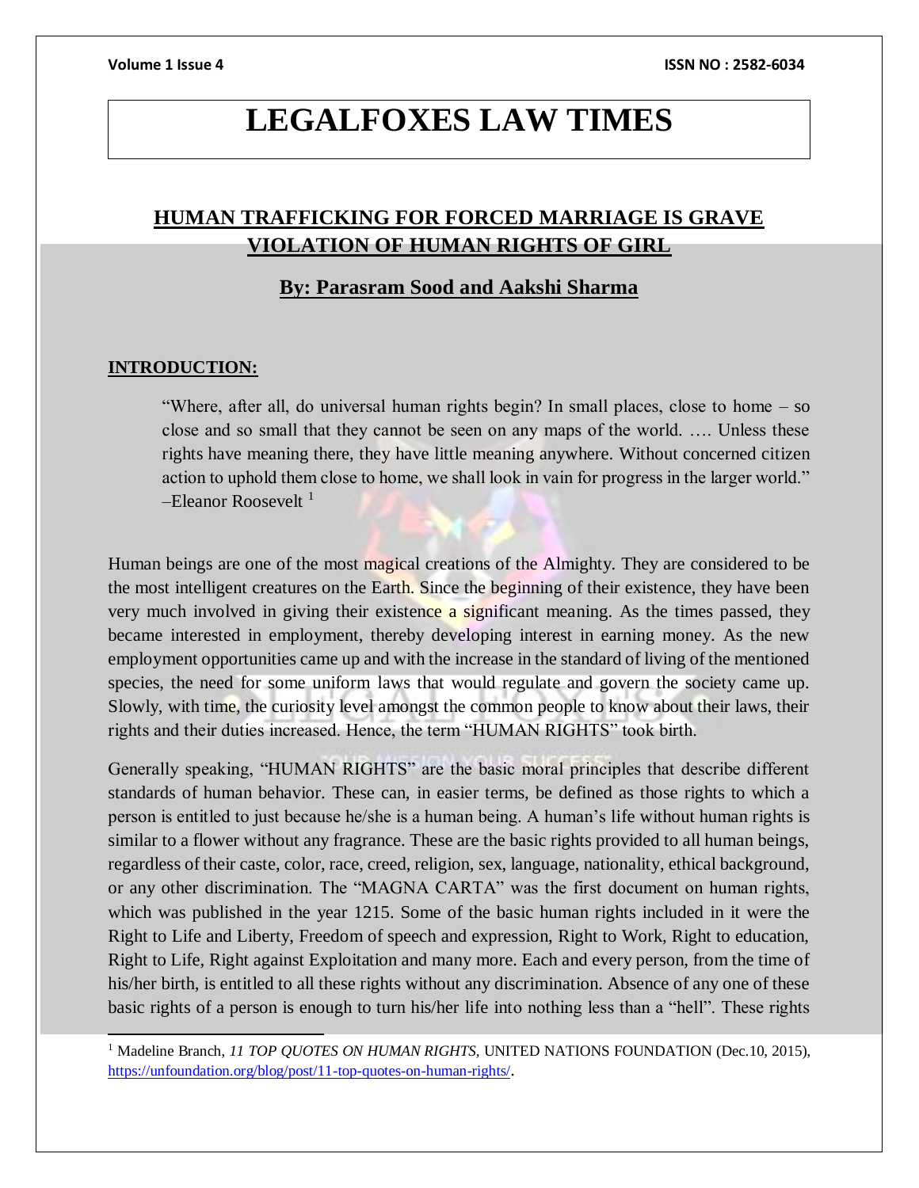# LEGALFOXES LAW TIMES

## HUMAN TRAFFICKING FOR FORCED MARRIAGE IS GRAVE VIOLATION OF HUMAN RIGHTS OF GIRL

### By: Parasram Sood and Aakshi Sharma

### INTRODUCTION:

> "Where, after all, do universal human rights begin? In small places, close to home – so close and so small that they cannot be seen on any maps of the world. …. Unless these rights have meaning there, they have little meaning anywhere. Without concerned citizen action to uphold them close to home, we shall look in vain for progress in the larger world." –Eleanor Roosevelt [1]

Human beings are one of the most magical creations of the Almighty. They are considered to be the most intelligent creatures on the Earth. Since the beginning of their existence, they have been very much involved in giving their existence a significant meaning. As the times passed, they became interested in employment, thereby developing interest in earning money. As the new employment opportunities came up and with the increase in the standard of living of the mentioned species, the need for some uniform laws that would regulate and govern the society came up. Slowly, with time, the curiosity level amongst the common people to know about their laws, their rights and their duties increased. Hence, the term "HUMAN RIGHTS" took birth.

Generally speaking, "HUMAN RIGHTS" are the basic moral principles that describe different standards of human behavior. These can, in easier terms, be defined as those rights to which a person is entitled to just because he/she is a human being. A human's life without human rights is similar to a flower without any fragrance. These are the basic rights provided to all human beings, regardless of their caste, color, race, creed, religion, sex, language, nationality, ethical background, or any other discrimination. The "MAGNA CARTA" was the first document on human rights, which was published in the year 1215. Some of the basic human rights included in it were the Right to Life and Liberty, Freedom of speech and expression, Right to Work, Right to education, Right to Life, Right against Exploitation and many more. Each and every person, from the time of his/her birth, is entitled to all these rights without any discrimination. Absence of any one of these basic rights of a person is enough to turn his/her life into nothing less than a "hell". These rights

---

[1] Madeline Branch, *11 TOP QUOTES ON HUMAN RIGHTS,* UNITED NATIONS FOUNDATION (Dec.10, 2015), https://unfoundation.org/blog/post/11-top-quotes-on-human-rights/.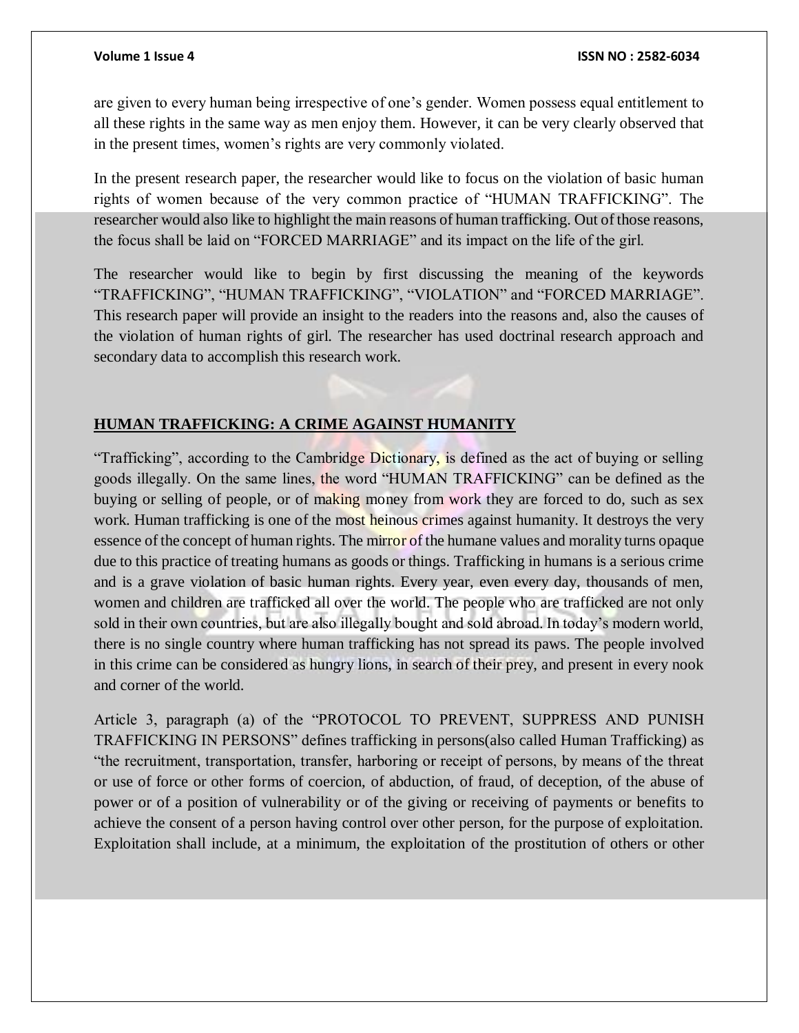are given to every human being irrespective of one's gender. Women possess equal entitlement to all these rights in the same way as men enjoy them. However, it can be very clearly observed that in the present times, women's rights are very commonly violated.

In the present research paper, the researcher would like to focus on the violation of basic human rights of women because of the very common practice of "HUMAN TRAFFICKING". The researcher would also like to highlight the main reasons of human trafficking. Out of those reasons, the focus shall be laid on "FORCED MARRIAGE" and its impact on the life of the girl.

The researcher would like to begin by first discussing the meaning of the keywords "TRAFFICKING", "HUMAN TRAFFICKING", "VIOLATION" and "FORCED MARRIAGE". This research paper will provide an insight to the readers into the reasons and, also the causes of the violation of human rights of girl. The researcher has used doctrinal research approach and secondary data to accomplish this research work.

## HUMAN TRAFFICKING: A CRIME AGAINST HUMANITY

"Trafficking", according to the Cambridge Dictionary, is defined as the act of buying or selling goods illegally. On the same lines, the word "HUMAN TRAFFICKING" can be defined as the buying or selling of people, or of making money from work they are forced to do, such as sex work. Human trafficking is one of the most heinous crimes against humanity. It destroys the very essence of the concept of human rights. The mirror of the humane values and morality turns opaque due to this practice of treating humans as goods or things. Trafficking in humans is a serious crime and is a grave violation of basic human rights. Every year, even every day, thousands of men, women and children are trafficked all over the world. The people who are trafficked are not only sold in their own countries, but are also illegally bought and sold abroad. In today's modern world, there is no single country where human trafficking has not spread its paws. The people involved in this crime can be considered as hungry lions, in search of their prey, and present in every nook and corner of the world.

Article 3, paragraph (a) of the "PROTOCOL TO PREVENT, SUPPRESS AND PUNISH TRAFFICKING IN PERSONS" defines trafficking in persons(also called Human Trafficking) as "the recruitment, transportation, transfer, harboring or receipt of persons, by means of the threat or use of force or other forms of coercion, of abduction, of fraud, of deception, of the abuse of power or of a position of vulnerability or of the giving or receiving of payments or benefits to achieve the consent of a person having control over other person, for the purpose of exploitation. Exploitation shall include, at a minimum, the exploitation of the prostitution of others or other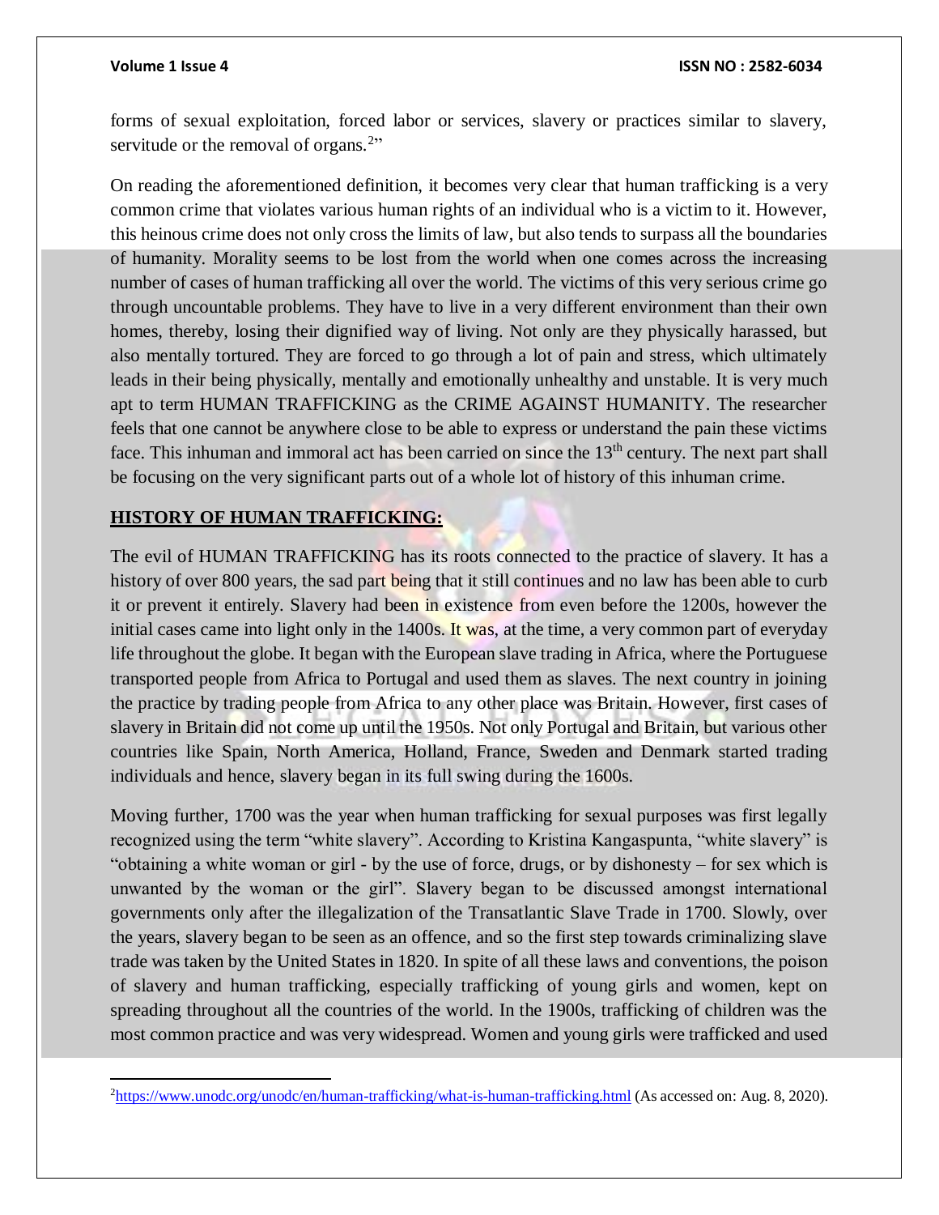forms of sexual exploitation, forced labor or services, slavery or practices similar to slavery, servitude or the removal of organs.[2]"

On reading the aforementioned definition, it becomes very clear that human trafficking is a very common crime that violates various human rights of an individual who is a victim to it. However, this heinous crime does not only cross the limits of law, but also tends to surpass all the boundaries of humanity. Morality seems to be lost from the world when one comes across the increasing number of cases of human trafficking all over the world. The victims of this very serious crime go through uncountable problems. They have to live in a very different environment than their own homes, thereby, losing their dignified way of living. Not only are they physically harassed, but also mentally tortured. They are forced to go through a lot of pain and stress, which ultimately leads in their being physically, mentally and emotionally unhealthy and unstable. It is very much apt to term HUMAN TRAFFICKING as the CRIME AGAINST HUMANITY. The researcher feels that one cannot be anywhere close to be able to express or understand the pain these victims face. This inhuman and immoral act has been carried on since the 13th century. The next part shall be focusing on the very significant parts out of a whole lot of history of this inhuman crime.

## HISTORY OF HUMAN TRAFFICKING:

The evil of HUMAN TRAFFICKING has its roots connected to the practice of slavery. It has a history of over 800 years, the sad part being that it still continues and no law has been able to curb it or prevent it entirely. Slavery had been in existence from even before the 1200s, however the initial cases came into light only in the 1400s. It was, at the time, a very common part of everyday life throughout the globe. It began with the European slave trading in Africa, where the Portuguese transported people from Africa to Portugal and used them as slaves. The next country in joining the practice by trading people from Africa to any other place was Britain. However, first cases of slavery in Britain did not come up until the 1950s. Not only Portugal and Britain, but various other countries like Spain, North America, Holland, France, Sweden and Denmark started trading individuals and hence, slavery began in its full swing during the 1600s.

Moving further, 1700 was the year when human trafficking for sexual purposes was first legally recognized using the term "white slavery". According to Kristina Kangaspunta, "white slavery" is "obtaining a white woman or girl - by the use of force, drugs, or by dishonesty – for sex which is unwanted by the woman or the girl". Slavery began to be discussed amongst international governments only after the illegalization of the Transatlantic Slave Trade in 1700. Slowly, over the years, slavery began to be seen as an offence, and so the first step towards criminalizing slave trade was taken by the United States in 1820. In spite of all these laws and conventions, the poison of slavery and human trafficking, especially trafficking of young girls and women, kept on spreading throughout all the countries of the world. In the 1900s, trafficking of children was the most common practice and was very widespread. Women and young girls were trafficked and used

---

[2] https://www.unodc.org/unodc/en/human-trafficking/what-is-human-trafficking.html (As accessed on: Aug. 8, 2020).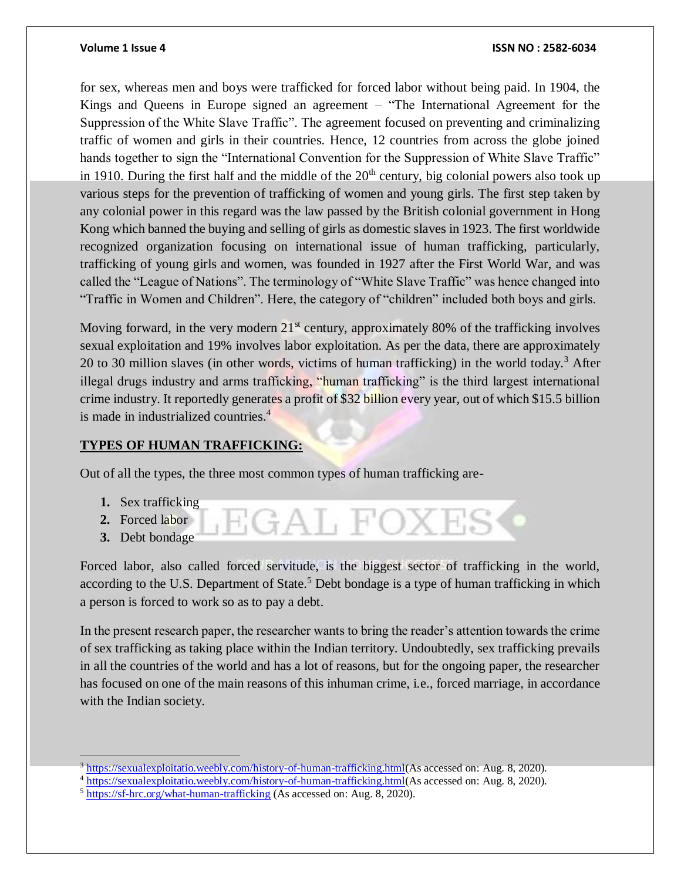for sex, whereas men and boys were trafficked for forced labor without being paid. In 1904, the Kings and Queens in Europe signed an agreement – "The International Agreement for the Suppression of the White Slave Traffic". The agreement focused on preventing and criminalizing traffic of women and girls in their countries. Hence, 12 countries from across the globe joined hands together to sign the "International Convention for the Suppression of White Slave Traffic" in 1910. During the first half and the middle of the 20th century, big colonial powers also took up various steps for the prevention of trafficking of women and young girls. The first step taken by any colonial power in this regard was the law passed by the British colonial government in Hong Kong which banned the buying and selling of girls as domestic slaves in 1923. The first worldwide recognized organization focusing on international issue of human trafficking, particularly, trafficking of young girls and women, was founded in 1927 after the First World War, and was called the "League of Nations". The terminology of "White Slave Traffic" was hence changed into "Traffic in Women and Children". Here, the category of "children" included both boys and girls.

Moving forward, in the very modern 21st century, approximately 80% of the trafficking involves sexual exploitation and 19% involves labor exploitation. As per the data, there are approximately 20 to 30 million slaves (in other words, victims of human trafficking) in the world today.[3] After illegal drugs industry and arms trafficking, "human trafficking" is the third largest international crime industry. It reportedly generates a profit of $32 billion every year, out of which $15.5 billion is made in industrialized countries.[4]

## TYPES OF HUMAN TRAFFICKING:

Out of all the types, the three most common types of human trafficking are-

1. Sex trafficking
2. Forced labor
3. Debt bondage

Forced labor, also called forced servitude, is the biggest sector of trafficking in the world, according to the U.S. Department of State.[5] Debt bondage is a type of human trafficking in which a person is forced to work so as to pay a debt.

In the present research paper, the researcher wants to bring the reader's attention towards the crime of sex trafficking as taking place within the Indian territory. Undoubtedly, sex trafficking prevails in all the countries of the world and has a lot of reasons, but for the ongoing paper, the researcher has focused on one of the main reasons of this inhuman crime, i.e., forced marriage, in accordance with the Indian society.

---

[3] https://sexualexploitatio.weebly.com/history-of-human-trafficking.html(As accessed on: Aug. 8, 2020).

[4] https://sexualexploitatio.weebly.com/history-of-human-trafficking.html(As accessed on: Aug. 8, 2020).

[5] https://sf-hrc.org/what-human-trafficking (As accessed on: Aug. 8, 2020).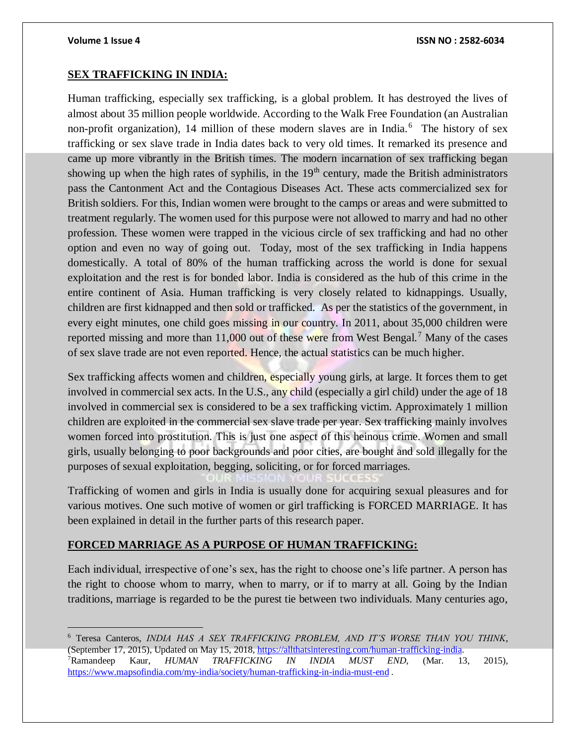## SEX TRAFFICKING IN INDIA:

Human trafficking, especially sex trafficking, is a global problem. It has destroyed the lives of almost about 35 million people worldwide. According to the Walk Free Foundation (an Australian non-profit organization), 14 million of these modern slaves are in India.[6] The history of sex trafficking or sex slave trade in India dates back to very old times. It remarked its presence and came up more vibrantly in the British times. The modern incarnation of sex trafficking began showing up when the high rates of syphilis, in the 19th century, made the British administrators pass the Cantonment Act and the Contagious Diseases Act. These acts commercialized sex for British soldiers. For this, Indian women were brought to the camps or areas and were submitted to treatment regularly. The women used for this purpose were not allowed to marry and had no other profession. These women were trapped in the vicious circle of sex trafficking and had no other option and even no way of going out. Today, most of the sex trafficking in India happens domestically. A total of 80% of the human trafficking across the world is done for sexual exploitation and the rest is for bonded labor. India is considered as the hub of this crime in the entire continent of Asia. Human trafficking is very closely related to kidnappings. Usually, children are first kidnapped and then sold or trafficked. As per the statistics of the government, in every eight minutes, one child goes missing in our country. In 2011, about 35,000 children were reported missing and more than 11,000 out of these were from West Bengal.[7] Many of the cases of sex slave trade are not even reported. Hence, the actual statistics can be much higher.

Sex trafficking affects women and children, especially young girls, at large. It forces them to get involved in commercial sex acts. In the U.S., any child (especially a girl child) under the age of 18 involved in commercial sex is considered to be a sex trafficking victim. Approximately 1 million children are exploited in the commercial sex slave trade per year. Sex trafficking mainly involves women forced into prostitution. This is just one aspect of this heinous crime. Women and small girls, usually belonging to poor backgrounds and poor cities, are bought and sold illegally for the purposes of sexual exploitation, begging, soliciting, or for forced marriages.

Trafficking of women and girls in India is usually done for acquiring sexual pleasures and for various motives. One such motive of women or girl trafficking is FORCED MARRIAGE. It has been explained in detail in the further parts of this research paper.

## FORCED MARRIAGE AS A PURPOSE OF HUMAN TRAFFICKING:

Each individual, irrespective of one's sex, has the right to choose one's life partner. A person has the right to choose whom to marry, when to marry, or if to marry at all. Going by the Indian traditions, marriage is regarded to be the purest tie between two individuals. Many centuries ago,

---

[6] Teresa Canteros, *INDIA HAS A SEX TRAFFICKING PROBLEM, AND IT'S WORSE THAN YOU THINK*, (September 17, 2015), Updated on May 15, 2018, https://allthatsinteresting.com/human-trafficking-india.

[7] Ramandeep Kaur, *HUMAN TRAFFICKING IN INDIA MUST END*, (Mar. 13, 2015), https://www.mapsofindia.com/my-india/society/human-trafficking-in-india-must-end .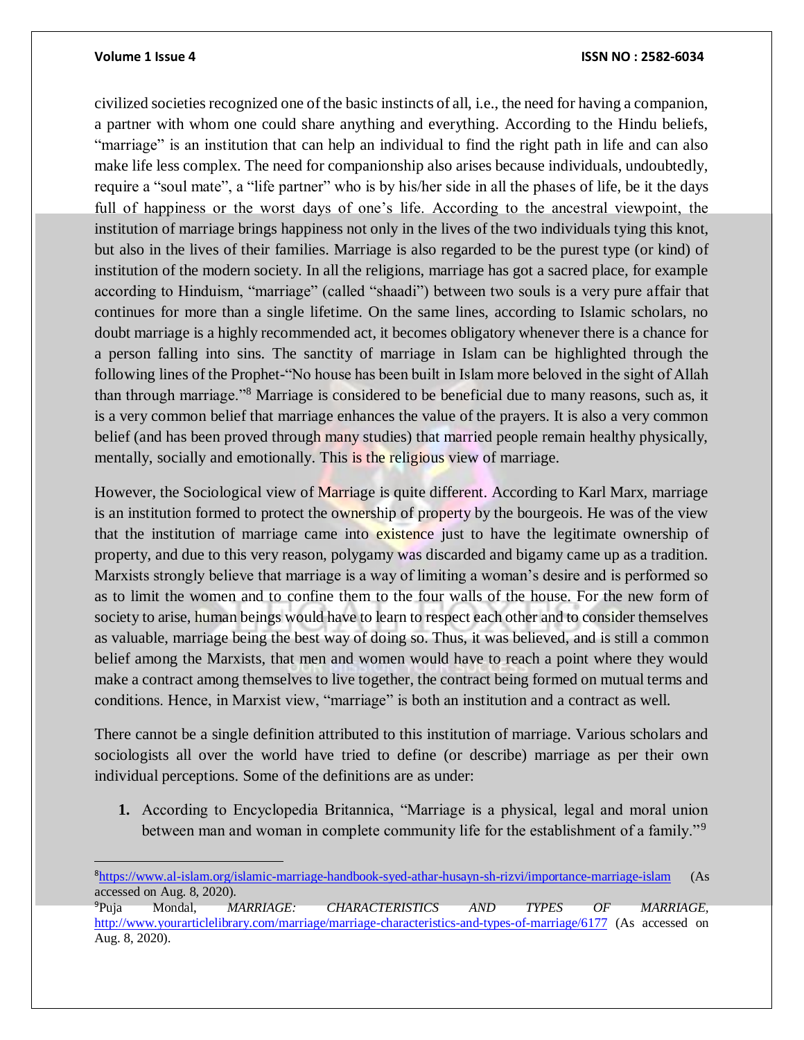civilized societies recognized one of the basic instincts of all, i.e., the need for having a companion, a partner with whom one could share anything and everything. According to the Hindu beliefs, "marriage" is an institution that can help an individual to find the right path in life and can also make life less complex. The need for companionship also arises because individuals, undoubtedly, require a "soul mate", a "life partner" who is by his/her side in all the phases of life, be it the days full of happiness or the worst days of one's life. According to the ancestral viewpoint, the institution of marriage brings happiness not only in the lives of the two individuals tying this knot, but also in the lives of their families. Marriage is also regarded to be the purest type (or kind) of institution of the modern society. In all the religions, marriage has got a sacred place, for example according to Hinduism, "marriage" (called "shaadi") between two souls is a very pure affair that continues for more than a single lifetime. On the same lines, according to Islamic scholars, no doubt marriage is a highly recommended act, it becomes obligatory whenever there is a chance for a person falling into sins. The sanctity of marriage in Islam can be highlighted through the following lines of the Prophet-"No house has been built in Islam more beloved in the sight of Allah than through marriage."[8] Marriage is considered to be beneficial due to many reasons, such as, it is a very common belief that marriage enhances the value of the prayers. It is also a very common belief (and has been proved through many studies) that married people remain healthy physically, mentally, socially and emotionally. This is the religious view of marriage.

However, the Sociological view of Marriage is quite different. According to Karl Marx, marriage is an institution formed to protect the ownership of property by the bourgeois. He was of the view that the institution of marriage came into existence just to have the legitimate ownership of property, and due to this very reason, polygamy was discarded and bigamy came up as a tradition. Marxists strongly believe that marriage is a way of limiting a woman's desire and is performed so as to limit the women and to confine them to the four walls of the house. For the new form of society to arise, human beings would have to learn to respect each other and to consider themselves as valuable, marriage being the best way of doing so. Thus, it was believed, and is still a common belief among the Marxists, that men and women would have to reach a point where they would make a contract among themselves to live together, the contract being formed on mutual terms and conditions. Hence, in Marxist view, "marriage" is both an institution and a contract as well.

There cannot be a single definition attributed to this institution of marriage. Various scholars and sociologists all over the world have tried to define (or describe) marriage as per their own individual perceptions. Some of the definitions are as under:

1. According to Encyclopedia Britannica, "Marriage is a physical, legal and moral union between man and woman in complete community life for the establishment of a family."[9]

---

[8] https://www.al-islam.org/islamic-marriage-handbook-syed-athar-husayn-sh-rizvi/importance-marriage-islam (As accessed on Aug. 8, 2020).

[9] Puja Mondal, *MARRIAGE: CHARACTERISTICS AND TYPES OF MARRIAGE*, http://www.yourarticlelibrary.com/marriage/marriage-characteristics-and-types-of-marriage/6177 (As accessed on Aug. 8, 2020).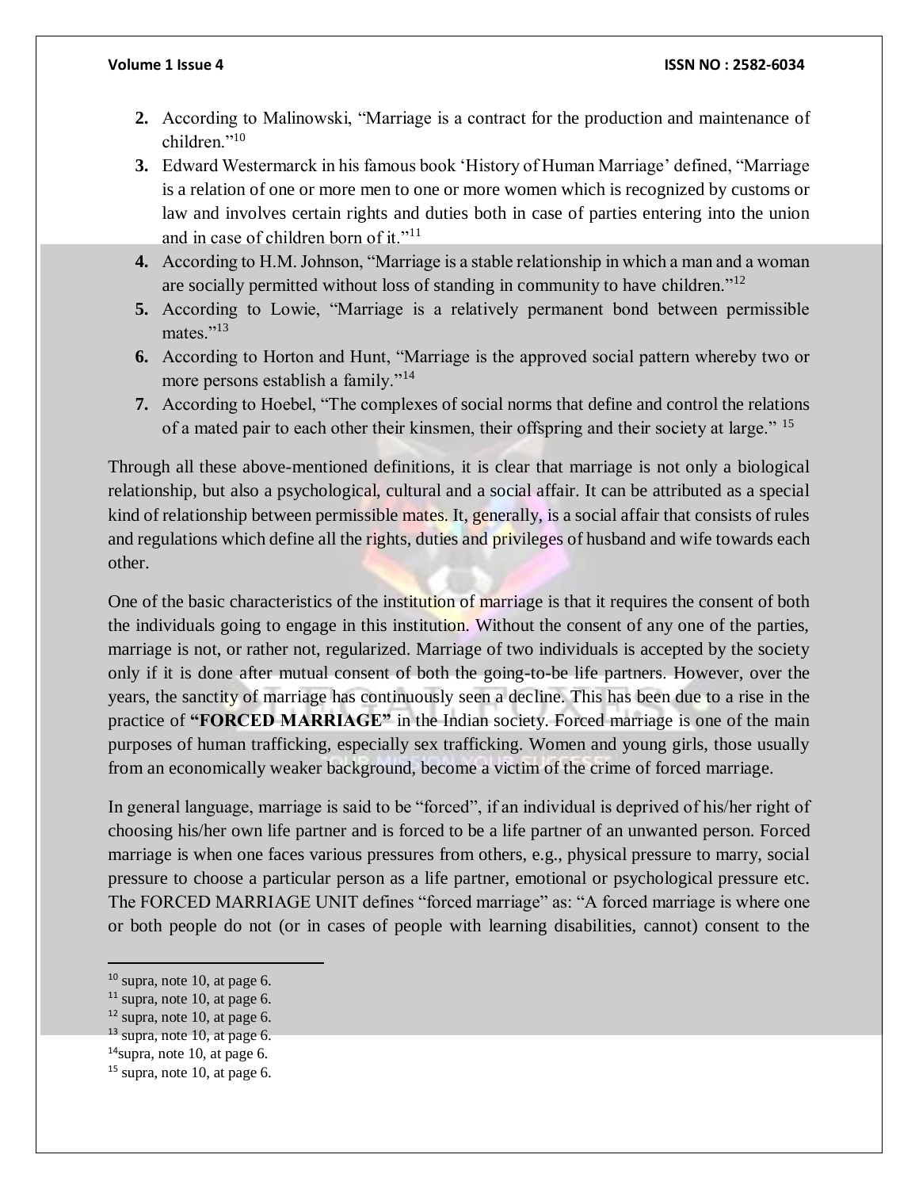2. According to Malinowski, “Marriage is a contract for the production and maintenance of children.”[10]
3. Edward Westermarck in his famous book ‘History of Human Marriage’ defined, “Marriage is a relation of one or more men to one or more women which is recognized by customs or law and involves certain rights and duties both in case of parties entering into the union and in case of children born of it.”[11]
4. According to H.M. Johnson, “Marriage is a stable relationship in which a man and a woman are socially permitted without loss of standing in community to have children.”[12]
5. According to Lowie, “Marriage is a relatively permanent bond between permissible mates.”[13]
6. According to Horton and Hunt, “Marriage is the approved social pattern whereby two or more persons establish a family.”[14]
7. According to Hoebel, “The complexes of social norms that define and control the relations of a mated pair to each other their kinsmen, their offspring and their society at large.” [15]

Through all these above-mentioned definitions, it is clear that marriage is not only a biological relationship, but also a psychological, cultural and a social affair. It can be attributed as a special kind of relationship between permissible mates. It, generally, is a social affair that consists of rules and regulations which define all the rights, duties and privileges of husband and wife towards each other.

One of the basic characteristics of the institution of marriage is that it requires the consent of both the individuals going to engage in this institution. Without the consent of any one of the parties, marriage is not, or rather not, regularized. Marriage of two individuals is accepted by the society only if it is done after mutual consent of both the going-to-be life partners. However, over the years, the sanctity of marriage has continuously seen a decline. This has been due to a rise in the practice of **“FORCED MARRIAGE”** in the Indian society. Forced marriage is one of the main purposes of human trafficking, especially sex trafficking. Women and young girls, those usually from an economically weaker background, become a victim of the crime of forced marriage.

In general language, marriage is said to be “forced”, if an individual is deprived of his/her right of choosing his/her own life partner and is forced to be a life partner of an unwanted person. Forced marriage is when one faces various pressures from others, e.g., physical pressure to marry, social pressure to choose a particular person as a life partner, emotional or psychological pressure etc. The FORCED MARRIAGE UNIT defines “forced marriage” as: “A forced marriage is where one or both people do not (or in cases of people with learning disabilities, cannot) consent to the

---

[10] supra, note 10, at page 6.
[11] supra, note 10, at page 6.
[12] supra, note 10, at page 6.
[13] supra, note 10, at page 6.
[14] supra, note 10, at page 6.
[15] supra, note 10, at page 6.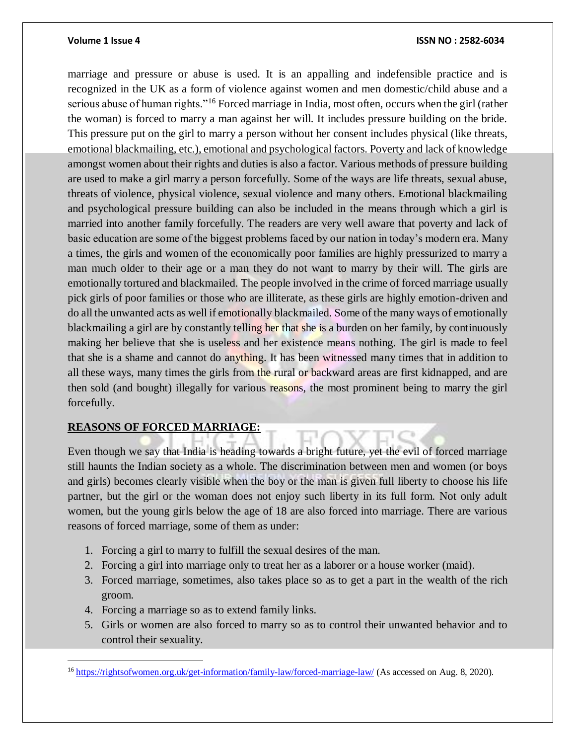marriage and pressure or abuse is used. It is an appalling and indefensible practice and is recognized in the UK as a form of violence against women and men domestic/child abuse and a serious abuse of human rights."[16] Forced marriage in India, most often, occurs when the girl (rather the woman) is forced to marry a man against her will. It includes pressure building on the bride. This pressure put on the girl to marry a person without her consent includes physical (like threats, emotional blackmailing, etc.), emotional and psychological factors. Poverty and lack of knowledge amongst women about their rights and duties is also a factor. Various methods of pressure building are used to make a girl marry a person forcefully. Some of the ways are life threats, sexual abuse, threats of violence, physical violence, sexual violence and many others. Emotional blackmailing and psychological pressure building can also be included in the means through which a girl is married into another family forcefully. The readers are very well aware that poverty and lack of basic education are some of the biggest problems faced by our nation in today's modern era. Many a times, the girls and women of the economically poor families are highly pressurized to marry a man much older to their age or a man they do not want to marry by their will. The girls are emotionally tortured and blackmailed. The people involved in the crime of forced marriage usually pick girls of poor families or those who are illiterate, as these girls are highly emotion-driven and do all the unwanted acts as well if emotionally blackmailed. Some of the many ways of emotionally blackmailing a girl are by constantly telling her that she is a burden on her family, by continuously making her believe that she is useless and her existence means nothing. The girl is made to feel that she is a shame and cannot do anything. It has been witnessed many times that in addition to all these ways, many times the girls from the rural or backward areas are first kidnapped, and are then sold (and bought) illegally for various reasons, the most prominent being to marry the girl forcefully.

## REASONS OF FORCED MARRIAGE:

Even though we say that India is heading towards a bright future, yet the evil of forced marriage still haunts the Indian society as a whole. The discrimination between men and women (or boys and girls) becomes clearly visible when the boy or the man is given full liberty to choose his life partner, but the girl or the woman does not enjoy such liberty in its full form. Not only adult women, but the young girls below the age of 18 are also forced into marriage. There are various reasons of forced marriage, some of them as under:

1. Forcing a girl to marry to fulfill the sexual desires of the man.
2. Forcing a girl into marriage only to treat her as a laborer or a house worker (maid).
3. Forced marriage, sometimes, also takes place so as to get a part in the wealth of the rich groom.
4. Forcing a marriage so as to extend family links.
5. Girls or women are also forced to marry so as to control their unwanted behavior and to control their sexuality.

---

[16] https://rightsofwomen.org.uk/get-information/family-law/forced-marriage-law/ (As accessed on Aug. 8, 2020).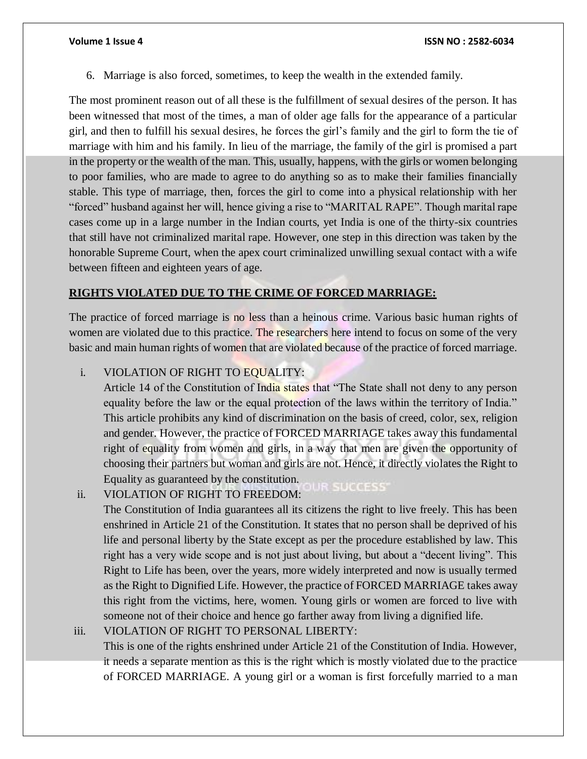6. Marriage is also forced, sometimes, to keep the wealth in the extended family.

The most prominent reason out of all these is the fulfillment of sexual desires of the person. It has been witnessed that most of the times, a man of older age falls for the appearance of a particular girl, and then to fulfill his sexual desires, he forces the girl's family and the girl to form the tie of marriage with him and his family. In lieu of the marriage, the family of the girl is promised a part in the property or the wealth of the man. This, usually, happens, with the girls or women belonging to poor families, who are made to agree to do anything so as to make their families financially stable. This type of marriage, then, forces the girl to come into a physical relationship with her "forced" husband against her will, hence giving a rise to "MARITAL RAPE". Though marital rape cases come up in a large number in the Indian courts, yet India is one of the thirty-six countries that still have not criminalized marital rape. However, one step in this direction was taken by the honorable Supreme Court, when the apex court criminalized unwilling sexual contact with a wife between fifteen and eighteen years of age.

## RIGHTS VIOLATED DUE TO THE CRIME OF FORCED MARRIAGE:

The practice of forced marriage is no less than a heinous crime. Various basic human rights of women are violated due to this practice. The researchers here intend to focus on some of the very basic and main human rights of women that are violated because of the practice of forced marriage.

i. VIOLATION OF RIGHT TO EQUALITY:
   Article 14 of the Constitution of India states that "The State shall not deny to any person equality before the law or the equal protection of the laws within the territory of India." This article prohibits any kind of discrimination on the basis of creed, color, sex, religion and gender. However, the practice of FORCED MARRIAGE takes away this fundamental right of equality from women and girls, in a way that men are given the opportunity of choosing their partners but woman and girls are not. Hence, it directly violates the Right to Equality as guaranteed by the constitution.

ii. VIOLATION OF RIGHT TO FREEDOM:
   The Constitution of India guarantees all its citizens the right to live freely. This has been enshrined in Article 21 of the Constitution. It states that no person shall be deprived of his life and personal liberty by the State except as per the procedure established by law. This right has a very wide scope and is not just about living, but about a "decent living". This Right to Life has been, over the years, more widely interpreted and now is usually termed as the Right to Dignified Life. However, the practice of FORCED MARRIAGE takes away this right from the victims, here, women. Young girls or women are forced to live with someone not of their choice and hence go farther away from living a dignified life.

iii. VIOLATION OF RIGHT TO PERSONAL LIBERTY:
   This is one of the rights enshrined under Article 21 of the Constitution of India. However, it needs a separate mention as this is the right which is mostly violated due to the practice of FORCED MARRIAGE. A young girl or a woman is first forcefully married to a man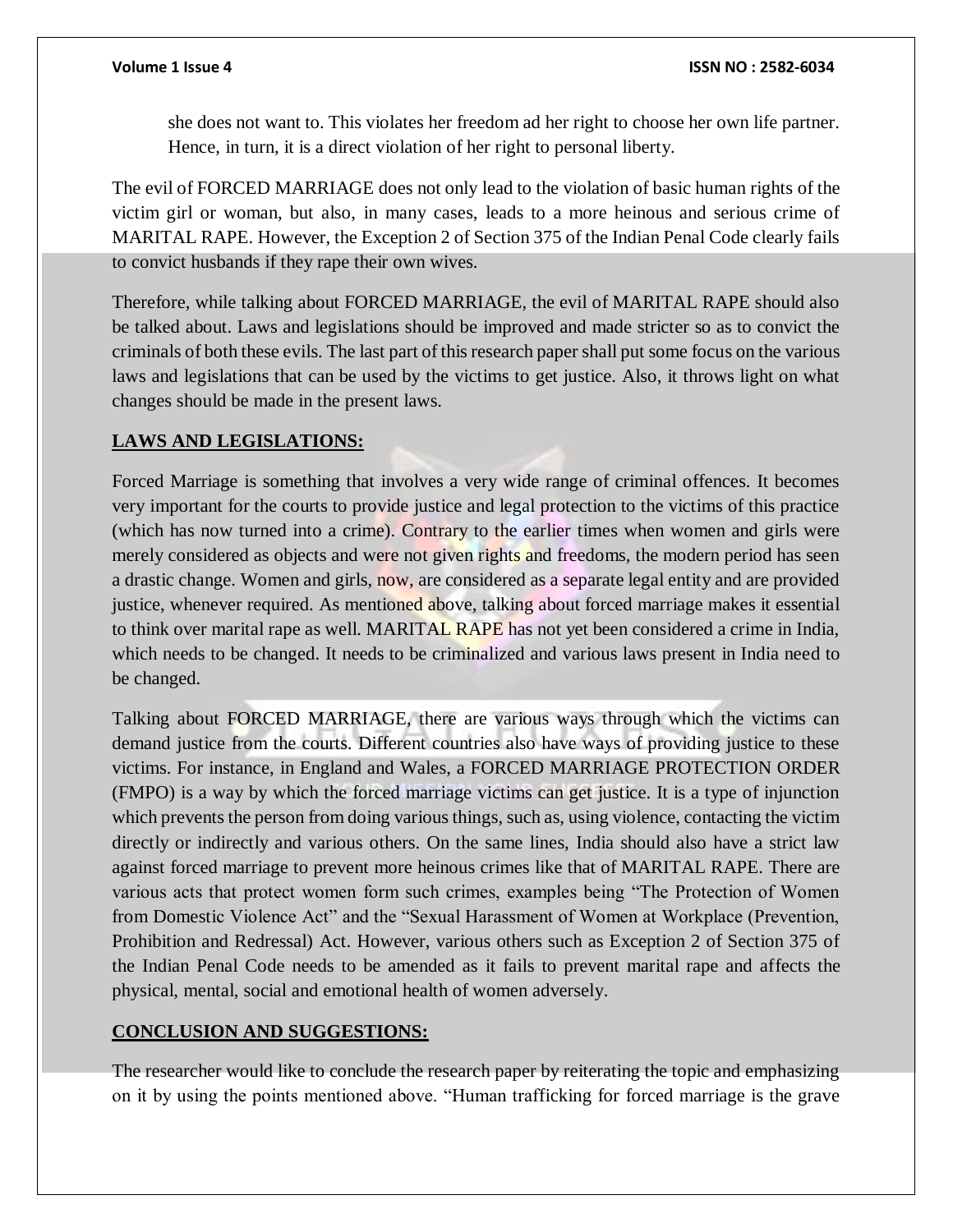she does not want to. This violates her freedom ad her right to choose her own life partner. Hence, in turn, it is a direct violation of her right to personal liberty.

The evil of FORCED MARRIAGE does not only lead to the violation of basic human rights of the victim girl or woman, but also, in many cases, leads to a more heinous and serious crime of MARITAL RAPE. However, the Exception 2 of Section 375 of the Indian Penal Code clearly fails to convict husbands if they rape their own wives.

Therefore, while talking about FORCED MARRIAGE, the evil of MARITAL RAPE should also be talked about. Laws and legislations should be improved and made stricter so as to convict the criminals of both these evils. The last part of this research paper shall put some focus on the various laws and legislations that can be used by the victims to get justice. Also, it throws light on what changes should be made in the present laws.

**LAWS AND LEGISLATIONS:**

Forced Marriage is something that involves a very wide range of criminal offences. It becomes very important for the courts to provide justice and legal protection to the victims of this practice (which has now turned into a crime). Contrary to the earlier times when women and girls were merely considered as objects and were not given rights and freedoms, the modern period has seen a drastic change. Women and girls, now, are considered as a separate legal entity and are provided justice, whenever required. As mentioned above, talking about forced marriage makes it essential to think over marital rape as well. MARITAL RAPE has not yet been considered a crime in India, which needs to be changed. It needs to be criminalized and various laws present in India need to be changed.

Talking about FORCED MARRIAGE, there are various ways through which the victims can demand justice from the courts. Different countries also have ways of providing justice to these victims. For instance, in England and Wales, a FORCED MARRIAGE PROTECTION ORDER (FMPO) is a way by which the forced marriage victims can get justice. It is a type of injunction which prevents the person from doing various things, such as, using violence, contacting the victim directly or indirectly and various others. On the same lines, India should also have a strict law against forced marriage to prevent more heinous crimes like that of MARITAL RAPE. There are various acts that protect women form such crimes, examples being "The Protection of Women from Domestic Violence Act" and the "Sexual Harassment of Women at Workplace (Prevention, Prohibition and Redressal) Act. However, various others such as Exception 2 of Section 375 of the Indian Penal Code needs to be amended as it fails to prevent marital rape and affects the physical, mental, social and emotional health of women adversely.

**CONCLUSION AND SUGGESTIONS:**

The researcher would like to conclude the research paper by reiterating the topic and emphasizing on it by using the points mentioned above. "Human trafficking for forced marriage is the grave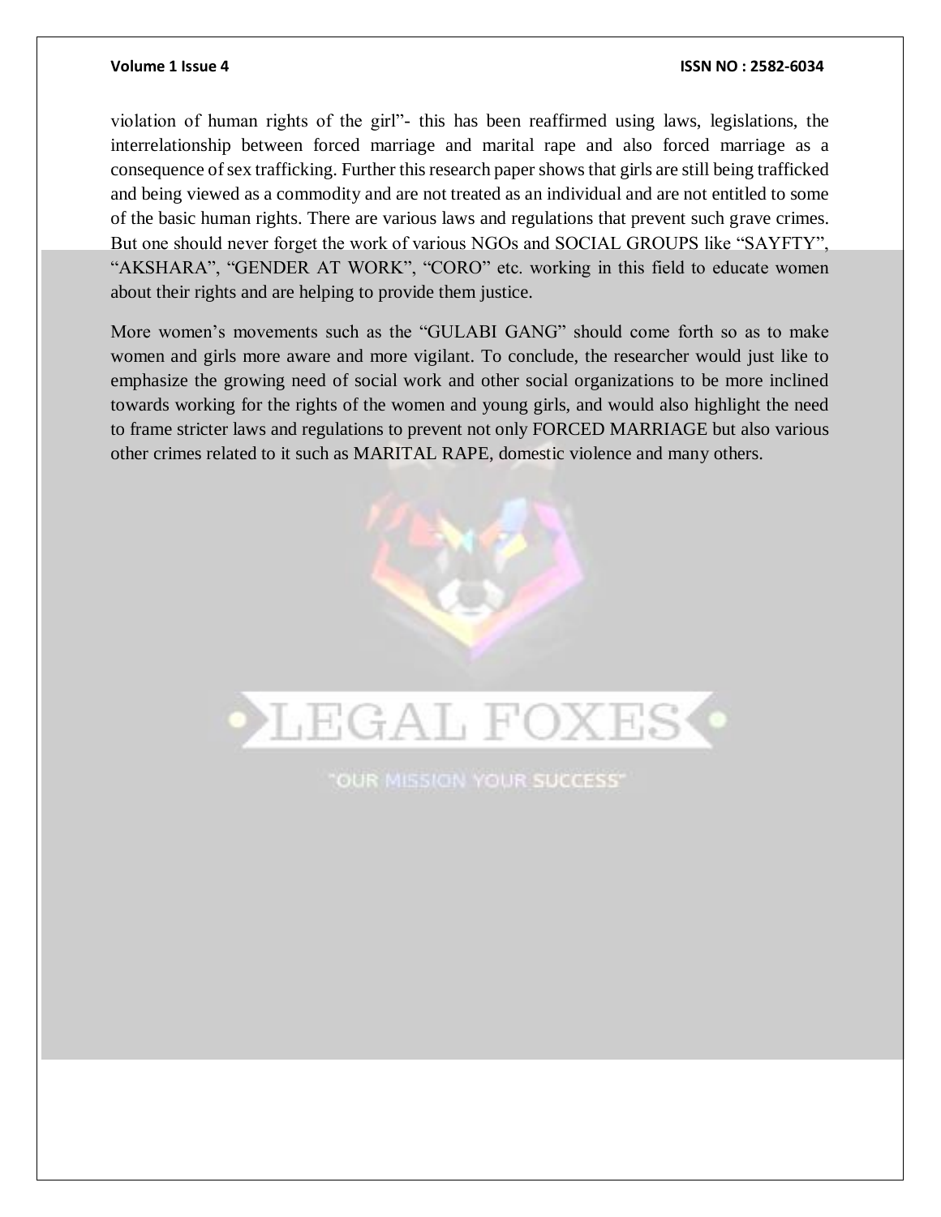violation of human rights of the girl"- this has been reaffirmed using laws, legislations, the interrelationship between forced marriage and marital rape and also forced marriage as a consequence of sex trafficking. Further this research paper shows that girls are still being trafficked and being viewed as a commodity and are not treated as an individual and are not entitled to some of the basic human rights. There are various laws and regulations that prevent such grave crimes. But one should never forget the work of various NGOs and SOCIAL GROUPS like "SAYFTY", "AKSHARA", "GENDER AT WORK", "CORO" etc. working in this field to educate women about their rights and are helping to provide them justice.

More women's movements such as the "GULABI GANG" should come forth so as to make women and girls more aware and more vigilant. To conclude, the researcher would just like to emphasize the growing need of social work and other social organizations to be more inclined towards working for the rights of the women and young girls, and would also highlight the need to frame stricter laws and regulations to prevent not only FORCED MARRIAGE but also various other crimes related to it such as MARITAL RAPE, domestic violence and many others.